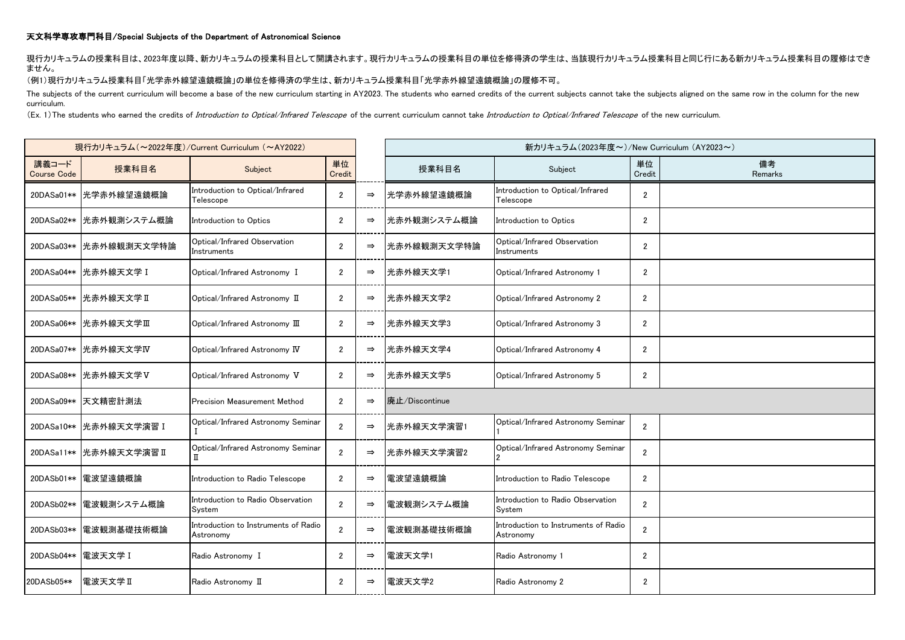**天文科学専攻専門科目/Special Subjects of the Department of Astronomical Science**

現行カリキュラムの授業科目は、2023年度以降、新カリキュラムの授業科目として開講されます。現行カリキュラムの授業科目の単位を修得済の学生は、当該現行カリキュラム授業科目と同じ行にある新カリキュラム授業科目の履修はできません。

(例1)現行カリキュラム授業科目「光学赤外線望遠鏡概論」の単位を修得済の学生は、新カリキュラム授業科目「光学赤外線望遠鏡概論」の履修不可。

The subjects of the current curriculum will become a base of the new curriculum starting in AY2023. The students who earned credits of the current subjects cannot take the subjects aligned on the same row in the column for the new curriculum.

(Ex. 1) The students who earned the credits of *Introduction to Optical/Infrared Telescope* of the current curriculum cannot take *Introduction to Optical/Infrared Telescope* of the new curriculum.

| 現行カリキュラム（～2022年度）/Current Curriculum (～AY2022) | | | | | 新カリキュラム(2023年度～)/New Curriculum (AY2023～) | | | |
|---|---|---|---|---|---|---|---|---|
| 講義コード Course Code | 授業科目名 | Subject | 単位 Credit | | 授業科目名 | Subject | 単位 Credit | 備考 Remarks |
| 20DASa01** | 光学赤外線望遠鏡概論 | Introduction to Optical/Infrared Telescope | 2 | ⇒ | 光学赤外線望遠鏡概論 | Introduction to Optical/Infrared Telescope | 2 | |
| 20DASa02** | 光赤外観測システム概論 | Introduction to Optics | 2 | ⇒ | 光赤外観測システム概論 | Introduction to Optics | 2 | |
| 20DASa03** | 光赤外線観測天文学特論 | Optical/Infrared Observation Instruments | 2 | ⇒ | 光赤外線観測天文学特論 | Optical/Infrared Observation Instruments | 2 | |
| 20DASa04** | 光赤外線天文学Ⅰ | Optical/Infrared Astronomy Ⅰ | 2 | ⇒ | 光赤外線天文学1 | Optical/Infrared Astronomy 1 | 2 | |
| 20DASa05** | 光赤外線天文学Ⅱ | Optical/Infrared Astronomy Ⅱ | 2 | ⇒ | 光赤外線天文学2 | Optical/Infrared Astronomy 2 | 2 | |
| 20DASa06** | 光赤外線天文学Ⅲ | Optical/Infrared Astronomy Ⅲ | 2 | ⇒ | 光赤外線天文学3 | Optical/Infrared Astronomy 3 | 2 | |
| 20DASa07** | 光赤外線天文学Ⅳ | Optical/Infrared Astronomy Ⅳ | 2 | ⇒ | 光赤外線天文学4 | Optical/Infrared Astronomy 4 | 2 | |
| 20DASa08** | 光赤外線天文学Ⅴ | Optical/Infrared Astronomy Ⅴ | 2 | ⇒ | 光赤外線天文学5 | Optical/Infrared Astronomy 5 | 2 | |
| 20DASa09** | 天文精密計測法 | Precision Measurement Method | 2 | ⇒ | 廃止/Discontinue | | | |
| 20DASa10** | 光赤外線天文学演習Ⅰ | Optical/Infrared Astronomy Seminar Ⅰ | 2 | ⇒ | 光赤外線天文学演習1 | Optical/Infrared Astronomy Seminar 1 | 2 | |
| 20DASa11** | 光赤外線天文学演習Ⅱ | Optical/Infrared Astronomy Seminar Ⅱ | 2 | ⇒ | 光赤外線天文学演習2 | Optical/Infrared Astronomy Seminar 2 | 2 | |
| 20DASb01** | 電波望遠鏡概論 | Introduction to Radio Telescope | 2 | ⇒ | 電波望遠鏡概論 | Introduction to Radio Telescope | 2 | |
| 20DASb02** | 電波観測システム概論 | Introduction to Radio Observation System | 2 | ⇒ | 電波観測システム概論 | Introduction to Radio Observation System | 2 | |
| 20DASb03** | 電波観測基礎技術概論 | Introduction to Instruments of Radio Astronomy | 2 | ⇒ | 電波観測基礎技術概論 | Introduction to Instruments of Radio Astronomy | 2 | |
| 20DASb04** | 電波天文学Ⅰ | Radio Astronomy Ⅰ | 2 | ⇒ | 電波天文学1 | Radio Astronomy 1 | 2 | |
| 20DASb05** | 電波天文学Ⅱ | Radio Astronomy Ⅱ | 2 | ⇒ | 電波天文学2 | Radio Astronomy 2 | 2 | |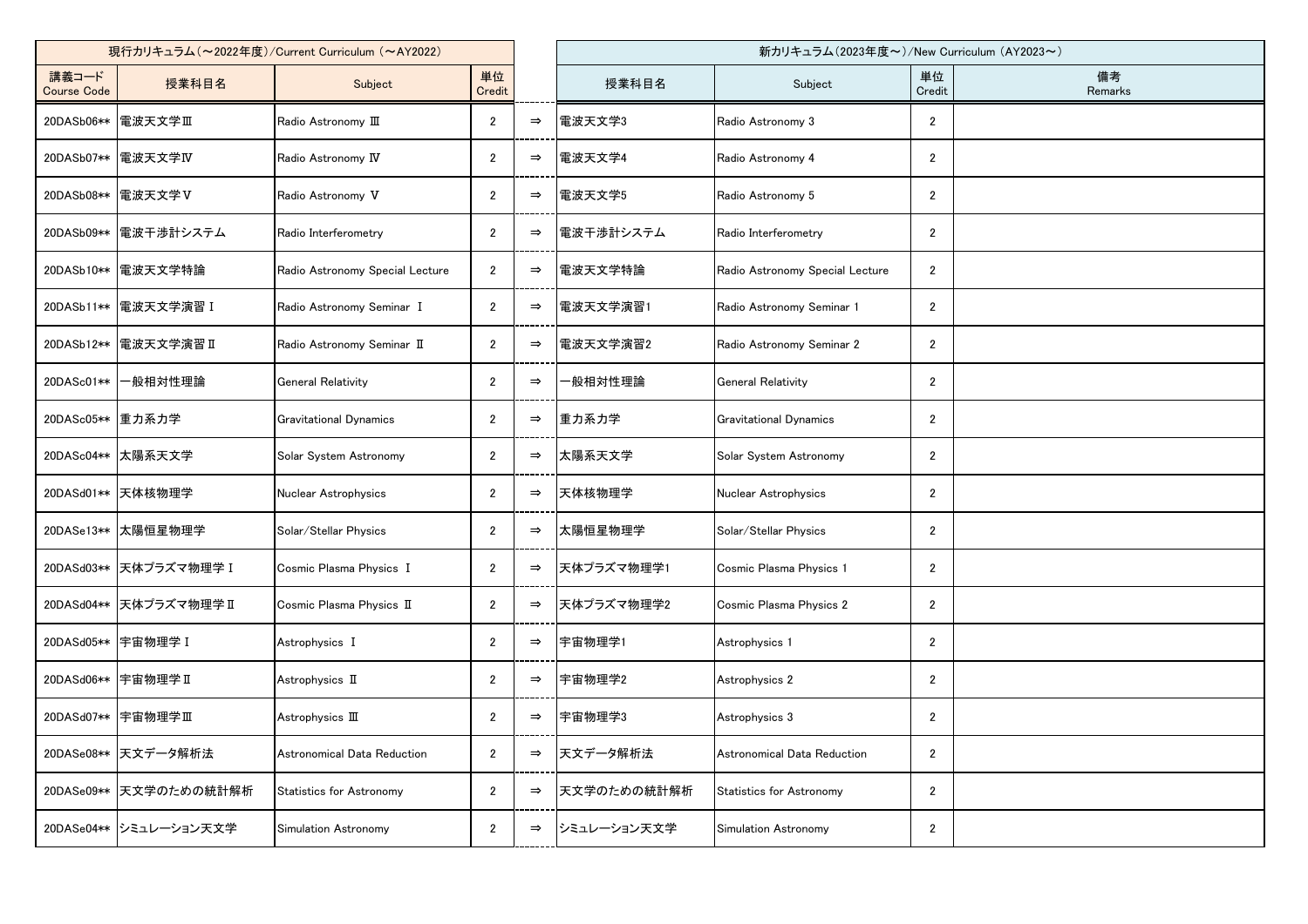| 現行カリキュラム（～2022年度）/Current Curriculum （～AY2022） | | | | | 新カリキュラム（2023年度～）/New Curriculum （AY2023～） | | | |
|---|---|---|---|---|---|---|---|---|
| 講義コード Course Code | 授業科目名 | Subject | 単位 Credit | | 授業科目名 | Subject | 単位 Credit | 備考 Remarks |
| 20DASb06** | 電波天文学Ⅲ | Radio Astronomy Ⅲ | 2 | ⇒ | 電波天文学3 | Radio Astronomy 3 | 2 | |
| 20DASb07** | 電波天文学Ⅳ | Radio Astronomy Ⅳ | 2 | ⇒ | 電波天文学4 | Radio Astronomy 4 | 2 | |
| 20DASb08** | 電波天文学Ⅴ | Radio Astronomy Ⅴ | 2 | ⇒ | 電波天文学5 | Radio Astronomy 5 | 2 | |
| 20DASb09** | 電波干渉計システム | Radio Interferometry | 2 | ⇒ | 電波干渉計システム | Radio Interferometry | 2 | |
| 20DASb10** | 電波天文学特論 | Radio Astronomy Special Lecture | 2 | ⇒ | 電波天文学特論 | Radio Astronomy Special Lecture | 2 | |
| 20DASb11** | 電波天文学演習Ⅰ | Radio Astronomy Seminar Ⅰ | 2 | ⇒ | 電波天文学演習1 | Radio Astronomy Seminar 1 | 2 | |
| 20DASb12** | 電波天文学演習Ⅱ | Radio Astronomy Seminar Ⅱ | 2 | ⇒ | 電波天文学演習2 | Radio Astronomy Seminar 2 | 2 | |
| 20DASc01** | 一般相対性理論 | General Relativity | 2 | ⇒ | 一般相対性理論 | General Relativity | 2 | |
| 20DASc05** | 重力系力学 | Gravitational Dynamics | 2 | ⇒ | 重力系力学 | Gravitational Dynamics | 2 | |
| 20DASc04** | 太陽系天文学 | Solar System Astronomy | 2 | ⇒ | 太陽系天文学 | Solar System Astronomy | 2 | |
| 20DASd01** | 天体核物理学 | Nuclear Astrophysics | 2 | ⇒ | 天体核物理学 | Nuclear Astrophysics | 2 | |
| 20DASe13** | 太陽恒星物理学 | Solar/Stellar Physics | 2 | ⇒ | 太陽恒星物理学 | Solar/Stellar Physics | 2 | |
| 20DASd03** | 天体プラズマ物理学Ⅰ | Cosmic Plasma Physics Ⅰ | 2 | ⇒ | 天体プラズマ物理学1 | Cosmic Plasma Physics 1 | 2 | |
| 20DASd04** | 天体プラズマ物理学Ⅱ | Cosmic Plasma Physics Ⅱ | 2 | ⇒ | 天体プラズマ物理学2 | Cosmic Plasma Physics 2 | 2 | |
| 20DASd05** | 宇宙物理学Ⅰ | Astrophysics Ⅰ | 2 | ⇒ | 宇宙物理学1 | Astrophysics 1 | 2 | |
| 20DASd06** | 宇宙物理学Ⅱ | Astrophysics Ⅱ | 2 | ⇒ | 宇宙物理学2 | Astrophysics 2 | 2 | |
| 20DASd07** | 宇宙物理学Ⅲ | Astrophysics Ⅲ | 2 | ⇒ | 宇宙物理学3 | Astrophysics 3 | 2 | |
| 20DASe08** | 天文データ解析法 | Astronomical Data Reduction | 2 | ⇒ | 天文データ解析法 | Astronomical Data Reduction | 2 | |
| 20DASe09** | 天文学のための統計解析 | Statistics for Astronomy | 2 | ⇒ | 天文学のための統計解析 | Statistics for Astronomy | 2 | |
| 20DASe04** | シミュレーション天文学 | Simulation Astronomy | 2 | ⇒ | シミュレーション天文学 | Simulation Astronomy | 2 | |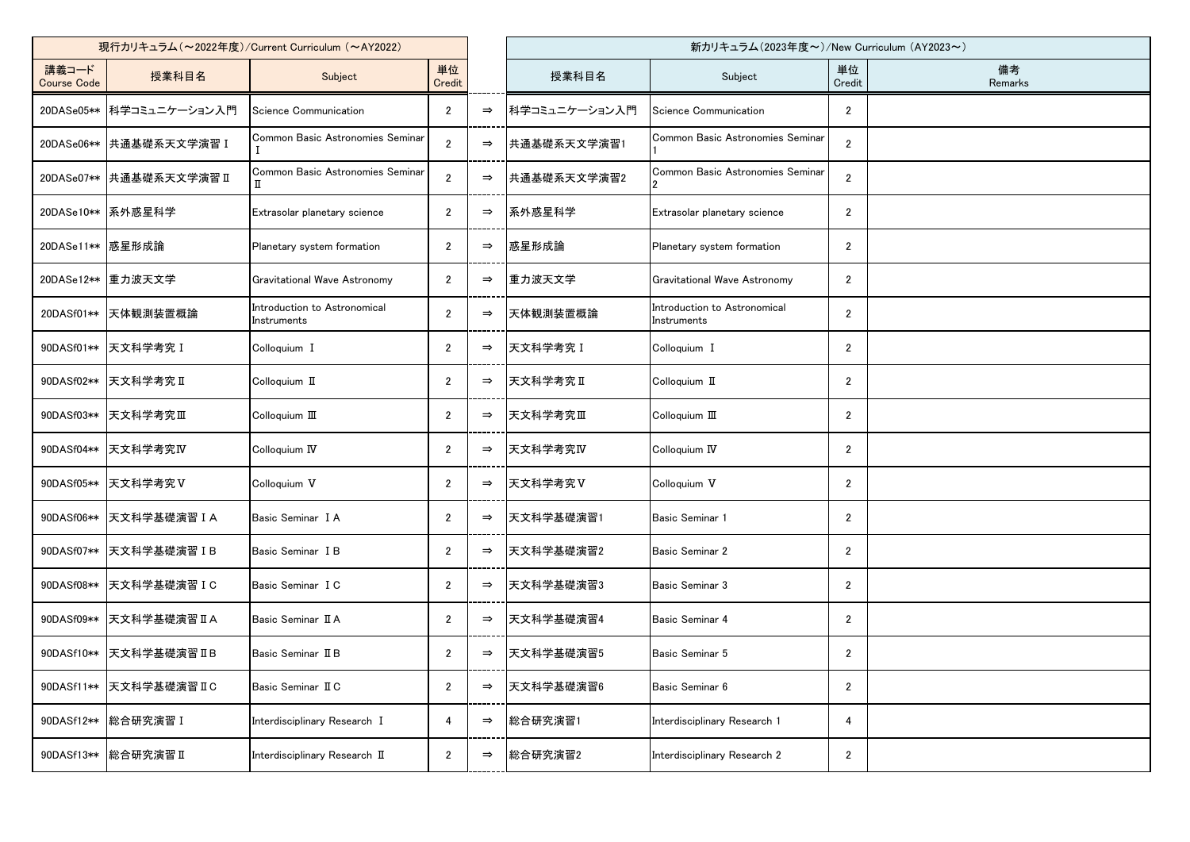| 現行カリキュラム（～2022年度）/Current Curriculum （～AY2022） | | | | | 新カリキュラム(2023年度～）/New Curriculum (AY2023～） | | | |
|---|---|---|---|---|---|---|---|---|
| 講義コード<br>Course Code | 授業科目名 | Subject | 単位<br>Credit | | 授業科目名 | Subject | 単位<br>Credit | 備考<br>Remarks |
| 20DASe05** | 科学コミュニケーション入門 | Science Communication | 2 | ⇒ | 科学コミュニケーション入門 | Science Communication | 2 | |
| 20DASe06** | 共通基礎系天文学演習Ⅰ | Common Basic Astronomies Seminar Ⅰ | 2 | ⇒ | 共通基礎系天文学演習1 | Common Basic Astronomies Seminar 1 | 2 | |
| 20DASe07** | 共通基礎系天文学演習Ⅱ | Common Basic Astronomies Seminar Ⅱ | 2 | ⇒ | 共通基礎系天文学演習2 | Common Basic Astronomies Seminar 2 | 2 | |
| 20DASe10** | 系外惑星科学 | Extrasolar planetary science | 2 | ⇒ | 系外惑星科学 | Extrasolar planetary science | 2 | |
| 20DASe11** | 惑星形成論 | Planetary system formation | 2 | ⇒ | 惑星形成論 | Planetary system formation | 2 | |
| 20DASe12** | 重力波天文学 | Gravitational Wave Astronomy | 2 | ⇒ | 重力波天文学 | Gravitational Wave Astronomy | 2 | |
| 20DASf01** | 天体観測装置概論 | Introduction to Astronomical Instruments | 2 | ⇒ | 天体観測装置概論 | Introduction to Astronomical Instruments | 2 | |
| 90DASf01** | 天文科学考究Ⅰ | Colloquium Ⅰ | 2 | ⇒ | 天文科学考究Ⅰ | Colloquium Ⅰ | 2 | |
| 90DASf02** | 天文科学考究Ⅱ | Colloquium Ⅱ | 2 | ⇒ | 天文科学考究Ⅱ | Colloquium Ⅱ | 2 | |
| 90DASf03** | 天文科学考究Ⅲ | Colloquium Ⅲ | 2 | ⇒ | 天文科学考究Ⅲ | Colloquium Ⅲ | 2 | |
| 90DASf04** | 天文科学考究Ⅳ | Colloquium Ⅳ | 2 | ⇒ | 天文科学考究Ⅳ | Colloquium Ⅳ | 2 | |
| 90DASf05** | 天文科学考究Ⅴ | Colloquium Ⅴ | 2 | ⇒ | 天文科学考究Ⅴ | Colloquium Ⅴ | 2 | |
| 90DASf06** | 天文科学基礎演習ⅠA | Basic Seminar ⅠA | 2 | ⇒ | 天文科学基礎演習1 | Basic Seminar 1 | 2 | |
| 90DASf07** | 天文科学基礎演習ⅠB | Basic Seminar ⅠB | 2 | ⇒ | 天文科学基礎演習2 | Basic Seminar 2 | 2 | |
| 90DASf08** | 天文科学基礎演習ⅠC | Basic Seminar ⅠC | 2 | ⇒ | 天文科学基礎演習3 | Basic Seminar 3 | 2 | |
| 90DASf09** | 天文科学基礎演習ⅡA | Basic Seminar ⅡA | 2 | ⇒ | 天文科学基礎演習4 | Basic Seminar 4 | 2 | |
| 90DASf10** | 天文科学基礎演習ⅡB | Basic Seminar ⅡB | 2 | ⇒ | 天文科学基礎演習5 | Basic Seminar 5 | 2 | |
| 90DASf11** | 天文科学基礎演習ⅡC | Basic Seminar ⅡC | 2 | ⇒ | 天文科学基礎演習6 | Basic Seminar 6 | 2 | |
| 90DASf12** | 総合研究演習Ⅰ | Interdisciplinary Research Ⅰ | 4 | ⇒ | 総合研究演習1 | Interdisciplinary Research 1 | 4 | |
| 90DASf13** | 総合研究演習Ⅱ | Interdisciplinary Research Ⅱ | 2 | ⇒ | 総合研究演習2 | Interdisciplinary Research 2 | 2 | |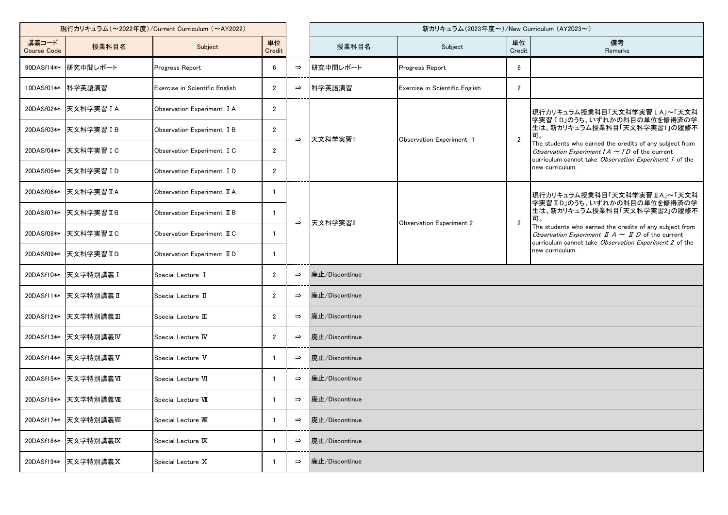| 現行カリキュラム（～2022年度）/Current Curriculum （～AY2022） | | | | | 新カリキュラム（2023年度～）/New Curriculum （AY2023～） | | | |
|---|---|---|---|---|---|---|---|---|
| 講義コード Course Code | 授業科目名 | Subject | 単位 Credit | | 授業科目名 | Subject | 単位 Credit | 備考 Remarks |
| 90DASf14** | 研究中間レポート | Progress Report | 6 | ⇒ | 研究中間レポート | Progress Report | 6 | |
| 10DASf01** | 科学英語演習 | Exercise in Scientific English | 2 | ⇒ | 科学英語演習 | Exercise in Scientific English | 2 | |
| 20DASf02** | 天文科学実習ＩＡ | Observation Experiment ＩＡ | 2 | ⇒ | 天文科学実習1 | Observation Experiment 1 | 2 | 現行カリキュラム授業科目「天文科学実習ＩA」～「天文科学実習ＩD」のうち、いずれかの科目の単位を修得済の学生は、新カリキュラム授業科目「天文科学実習1」の履修不可。 The students who earned the credits of any subject from *Observation Experiment ＩA ～ ＩD* of the current curriculum cannot take *Observation Experiment 1* of the new curriculum. |
| 20DASf03** | 天文科学実習ＩＢ | Observation Experiment ＩＢ | 2 | | | | | |
| 20DASf04** | 天文科学実習ＩＣ | Observation Experiment ＩＣ | 2 | | | | | |
| 20DASf05** | 天文科学実習ＩＤ | Observation Experiment ＩＤ | 2 | | | | | |
| 20DASf06** | 天文科学実習ⅡＡ | Observation Experiment ⅡＡ | 1 | ⇒ | 天文科学実習2 | Observation Experiment 2 | 2 | 現行カリキュラム授業科目「天文科学実習ⅡA」～「天文科学実習ⅡD」のうち、いずれかの科目の単位を修得済の学生は、新カリキュラム授業科目「天文科学実習2」の履修不可。 The students who earned the credits of any subject from *Observation Experiment Ⅱ A ～ Ⅱ D* of the current curriculum cannot take *Observation Experiment 2* of the new curriculum. |
| 20DASf07** | 天文科学実習ⅡＢ | Observation Experiment ⅡＢ | 1 | | | | | |
| 20DASf08** | 天文科学実習ⅡＣ | Observation Experiment ⅡＣ | 1 | | | | | |
| 20DASf09** | 天文科学実習ⅡＤ | Observation Experiment ⅡＤ | 1 | | | | | |
| 20DASf10** | 天文学特別講義Ｉ | Special Lecture Ｉ | 2 | ⇒ | 廃止/Discontinue | | | |
| 20DASf11** | 天文学特別講義Ⅱ | Special Lecture Ⅱ | 2 | ⇒ | 廃止/Discontinue | | | |
| 20DASf12** | 天文学特別講義Ⅲ | Special Lecture Ⅲ | 2 | ⇒ | 廃止/Discontinue | | | |
| 20DASf13** | 天文学特別講義Ⅳ | Special Lecture Ⅳ | 2 | ⇒ | 廃止/Discontinue | | | |
| 20DASf14** | 天文学特別講義Ⅴ | Special Lecture Ⅴ | 1 | ⇒ | 廃止/Discontinue | | | |
| 20DASf15** | 天文学特別講義Ⅵ | Special Lecture Ⅵ | 1 | ⇒ | 廃止/Discontinue | | | |
| 20DASf16** | 天文学特別講義Ⅶ | Special Lecture Ⅶ | 1 | ⇒ | 廃止/Discontinue | | | |
| 20DASf17** | 天文学特別講義Ⅷ | Special Lecture Ⅷ | 1 | ⇒ | 廃止/Discontinue | | | |
| 20DASf18** | 天文学特別講義Ⅸ | Special Lecture Ⅸ | 1 | ⇒ | 廃止/Discontinue | | | |
| 20DASf19** | 天文学特別講義Ⅹ | Special Lecture Ⅹ | 1 | ⇒ | 廃止/Discontinue | | | |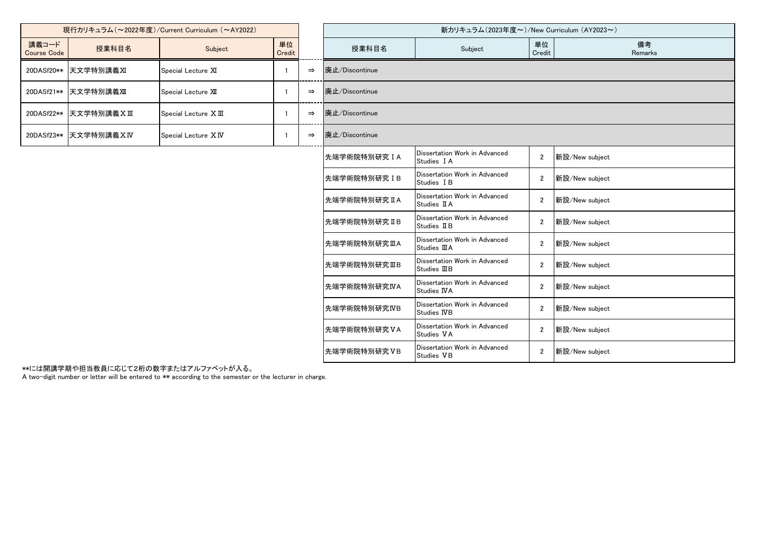| 現行カリキュラム(～2022年度)/Current Curriculum (～AY2022) | | | | | 新カリキュラム(2023年度～)/New Curriculum (AY2023～) | | | |
|---|---|---|---|---|---|---|---|---|
| 講義コード Course Code | 授業科目名 | Subject | 単位 Credit | | 授業科目名 | Subject | 単位 Credit | 備考 Remarks |
| 20DASf20** | 天文学特別講義XI | Special Lecture XI | 1 | ⇒ | 廃止/Discontinue | | | |
| 20DASf21** | 天文学特別講義XII | Special Lecture XII | 1 | ⇒ | 廃止/Discontinue | | | |
| 20DASf22** | 天文学特別講義XIII | Special Lecture XIII | 1 | ⇒ | 廃止/Discontinue | | | |
| 20DASf23** | 天文学特別講義XIV | Special Lecture XIV | 1 | ⇒ | 廃止/Discontinue | | | |
| | | | | | 先端学術院特別研究ⅠA | Dissertation Work in Advanced Studies ⅠA | 2 | 新設/New subject |
| | | | | | 先端学術院特別研究ⅠB | Dissertation Work in Advanced Studies ⅠB | 2 | 新設/New subject |
| | | | | | 先端学術院特別研究ⅡA | Dissertation Work in Advanced Studies ⅡA | 2 | 新設/New subject |
| | | | | | 先端学術院特別研究ⅡB | Dissertation Work in Advanced Studies ⅡB | 2 | 新設/New subject |
| | | | | | 先端学術院特別研究ⅢA | Dissertation Work in Advanced Studies ⅢA | 2 | 新設/New subject |
| | | | | | 先端学術院特別研究ⅢB | Dissertation Work in Advanced Studies ⅢB | 2 | 新設/New subject |
| | | | | | 先端学術院特別研究ⅣA | Dissertation Work in Advanced Studies ⅣA | 2 | 新設/New subject |
| | | | | | 先端学術院特別研究ⅣB | Dissertation Work in Advanced Studies ⅣB | 2 | 新設/New subject |
| | | | | | 先端学術院特別研究ⅤA | Dissertation Work in Advanced Studies ⅤA | 2 | 新設/New subject |
| | | | | | 先端学術院特別研究ⅤB | Dissertation Work in Advanced Studies ⅤB | 2 | 新設/New subject |

**には開講学期や担当教員に応じて2桁の数字またはアルファベットが入る。
A two-digit number or letter will be entered to ** according to the semester or the lecturer in charge.